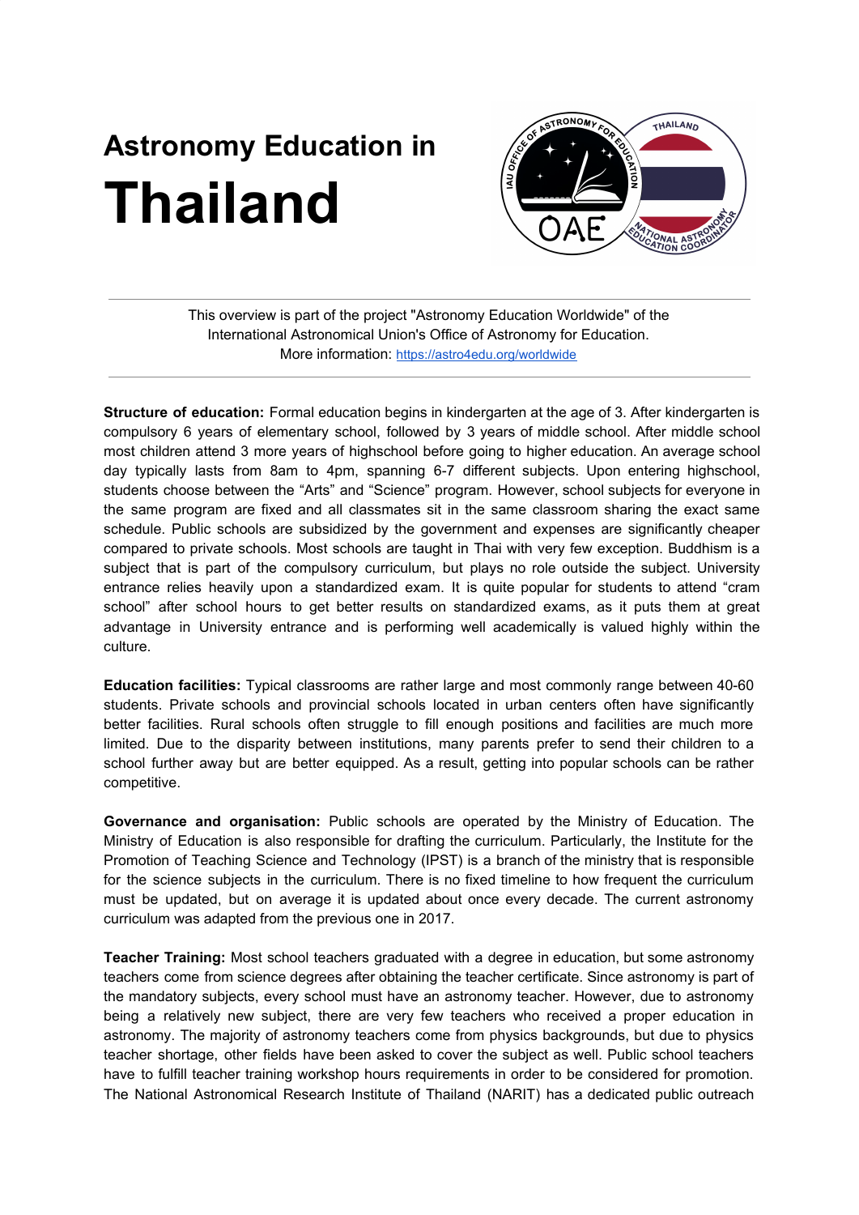# Astronomy Education in Thailand

This overview is part of the project "Astronomy Education Worldwide" of the International Astronomical Union's Office of Astronomy for Education.
More information: https://astro4edu.org/worldwide

**Structure of education:** Formal education begins in kindergarten at the age of 3. After kindergarten is compulsory 6 years of elementary school, followed by 3 years of middle school. After middle school most children attend 3 more years of highschool before going to higher education. An average school day typically lasts from 8am to 4pm, spanning 6-7 different subjects. Upon entering highschool, students choose between the "Arts" and "Science" program. However, school subjects for everyone in the same program are fixed and all classmates sit in the same classroom sharing the exact same schedule. Public schools are subsidized by the government and expenses are significantly cheaper compared to private schools. Most schools are taught in Thai with very few exception. Buddhism is a subject that is part of the compulsory curriculum, but plays no role outside the subject. University entrance relies heavily upon a standardized exam. It is quite popular for students to attend "cram school" after school hours to get better results on standardized exams, as it puts them at great advantage in University entrance and is performing well academically is valued highly within the culture.

**Education facilities:** Typical classrooms are rather large and most commonly range between 40-60 students. Private schools and provincial schools located in urban centers often have significantly better facilities. Rural schools often struggle to fill enough positions and facilities are much more limited. Due to the disparity between institutions, many parents prefer to send their children to a school further away but are better equipped. As a result, getting into popular schools can be rather competitive.

**Governance and organisation:** Public schools are operated by the Ministry of Education. The Ministry of Education is also responsible for drafting the curriculum. Particularly, the Institute for the Promotion of Teaching Science and Technology (IPST) is a branch of the ministry that is responsible for the science subjects in the curriculum. There is no fixed timeline to how frequent the curriculum must be updated, but on average it is updated about once every decade. The current astronomy curriculum was adapted from the previous one in 2017.

**Teacher Training:** Most school teachers graduated with a degree in education, but some astronomy teachers come from science degrees after obtaining the teacher certificate. Since astronomy is part of the mandatory subjects, every school must have an astronomy teacher. However, due to astronomy being a relatively new subject, there are very few teachers who received a proper education in astronomy. The majority of astronomy teachers come from physics backgrounds, but due to physics teacher shortage, other fields have been asked to cover the subject as well. Public school teachers have to fulfill teacher training workshop hours requirements in order to be considered for promotion. The National Astronomical Research Institute of Thailand (NARIT) has a dedicated public outreach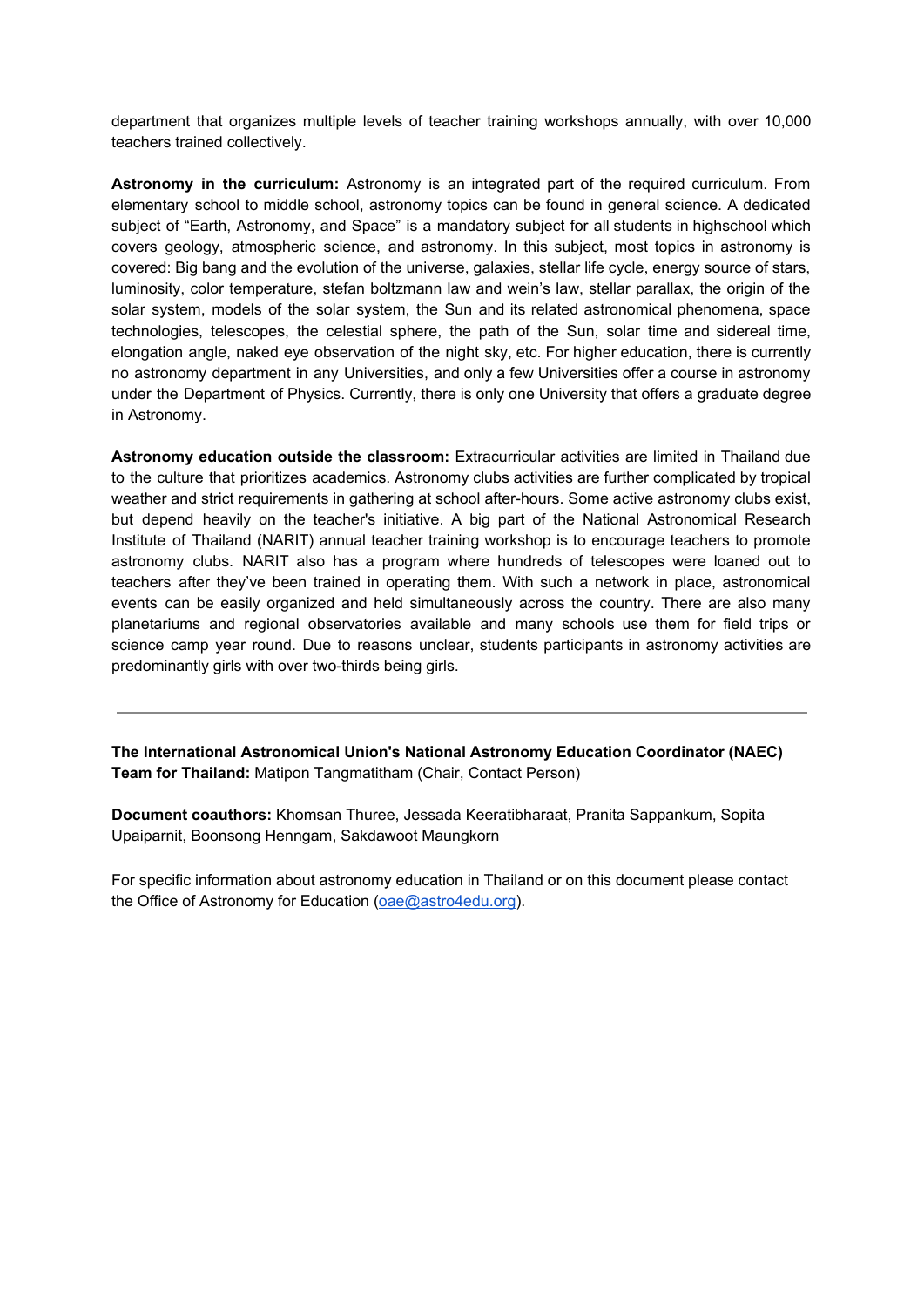department that organizes multiple levels of teacher training workshops annually, with over 10,000 teachers trained collectively.

**Astronomy in the curriculum:** Astronomy is an integrated part of the required curriculum. From elementary school to middle school, astronomy topics can be found in general science. A dedicated subject of "Earth, Astronomy, and Space" is a mandatory subject for all students in highschool which covers geology, atmospheric science, and astronomy. In this subject, most topics in astronomy is covered: Big bang and the evolution of the universe, galaxies, stellar life cycle, energy source of stars, luminosity, color temperature, stefan boltzmann law and wein's law, stellar parallax, the origin of the solar system, models of the solar system, the Sun and its related astronomical phenomena, space technologies, telescopes, the celestial sphere, the path of the Sun, solar time and sidereal time, elongation angle, naked eye observation of the night sky, etc. For higher education, there is currently no astronomy department in any Universities, and only a few Universities offer a course in astronomy under the Department of Physics. Currently, there is only one University that offers a graduate degree in Astronomy.

**Astronomy education outside the classroom:** Extracurricular activities are limited in Thailand due to the culture that prioritizes academics. Astronomy clubs activities are further complicated by tropical weather and strict requirements in gathering at school after-hours. Some active astronomy clubs exist, but depend heavily on the teacher's initiative. A big part of the National Astronomical Research Institute of Thailand (NARIT) annual teacher training workshop is to encourage teachers to promote astronomy clubs. NARIT also has a program where hundreds of telescopes were loaned out to teachers after they've been trained in operating them. With such a network in place, astronomical events can be easily organized and held simultaneously across the country. There are also many planetariums and regional observatories available and many schools use them for field trips or science camp year round. Due to reasons unclear, students participants in astronomy activities are predominantly girls with over two-thirds being girls.

---

**The International Astronomical Union's National Astronomy Education Coordinator (NAEC) Team for Thailand:** Matipon Tangmatitham (Chair, Contact Person)

**Document coauthors:** Khomsan Thuree, Jessada Keeratibharaat, Pranita Sappankum, Sopita Upaiparnit, Boonsong Henngam, Sakdawoot Maungkorn

For specific information about astronomy education in Thailand or on this document please contact the Office of Astronomy for Education (oae@astro4edu.org).